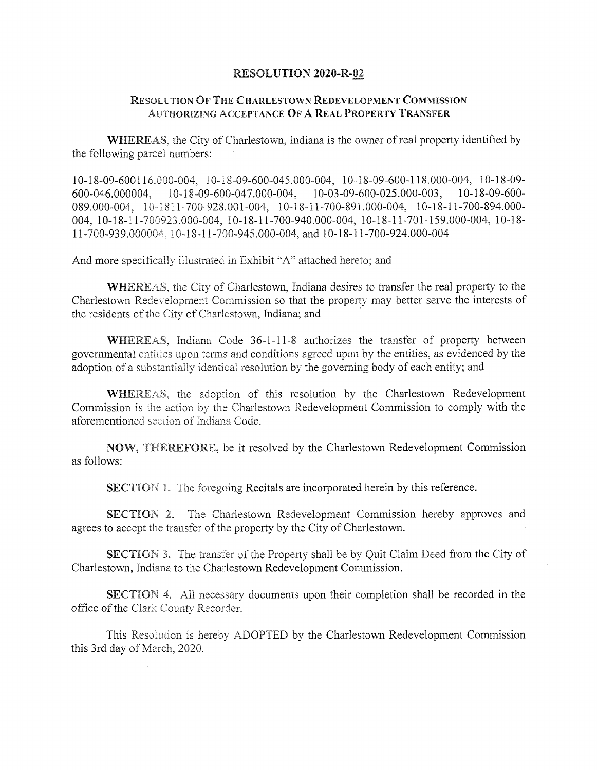# RESOLUTION 2020-R-02

## RESOLUTION OF THE CHARLESTOWN REDEVELOPMENT COMMISSION AUTHORIZING ACCEPTANCE OF A REAL PROPERTY TRANSFER

**WHEREAS**, the City of Charlestown, Indiana is the owner of real property identified by the following parcel numbers:

10-18-09-600116.000-004, 10-18-09-600-045.000-004, 10-18-09-600-118.000-004, 10-18-09-600-046.000004, 10-18-09-600-047.000-004, 10-03-09-600-025.000-003, 10-18-09-600-089.000-004, 10-1811-700-928.001-004, 10-18-11-700-891.000-004, 10-18-11-700-894.000-004, 10-18-11-700923.000-004, 10-18-11-700-940.000-004, 10-18-11-701-159.000-004, 10-18-11-700-939.000004, 10-18-11-700-945.000-004, and 10-18-11-700-924.000-004

And more specifically illustrated in Exhibit "A" attached hereto; and

**WHEREAS**, the City of Charlestown, Indiana desires to transfer the real property to the Charlestown Redevelopment Commission so that the property may better serve the interests of the residents of the City of Charlestown, Indiana; and

**WHEREAS**, Indiana Code 36-1-11-8 authorizes the transfer of property between governmental entities upon terms and conditions agreed upon by the entities, as evidenced by the adoption of a substantially identical resolution by the governing body of each entity; and

**WHEREAS**, the adoption of this resolution by the Charlestown Redevelopment Commission is the action by the Charlestown Redevelopment Commission to comply with the aforementioned section of Indiana Code.

**NOW, THEREFORE,** be it resolved by the Charlestown Redevelopment Commission as follows:

**SECTION 1.** The foregoing Recitals are incorporated herein by this reference.

**SECTION 2.** The Charlestown Redevelopment Commission hereby approves and agrees to accept the transfer of the property by the City of Charlestown.

**SECTION 3.** The transfer of the Property shall be by Quit Claim Deed from the City of Charlestown, Indiana to the Charlestown Redevelopment Commission.

**SECTION 4.** All necessary documents upon their completion shall be recorded in the office of the Clark County Recorder.

This Resolution is hereby ADOPTED by the Charlestown Redevelopment Commission this 3rd day of March, 2020.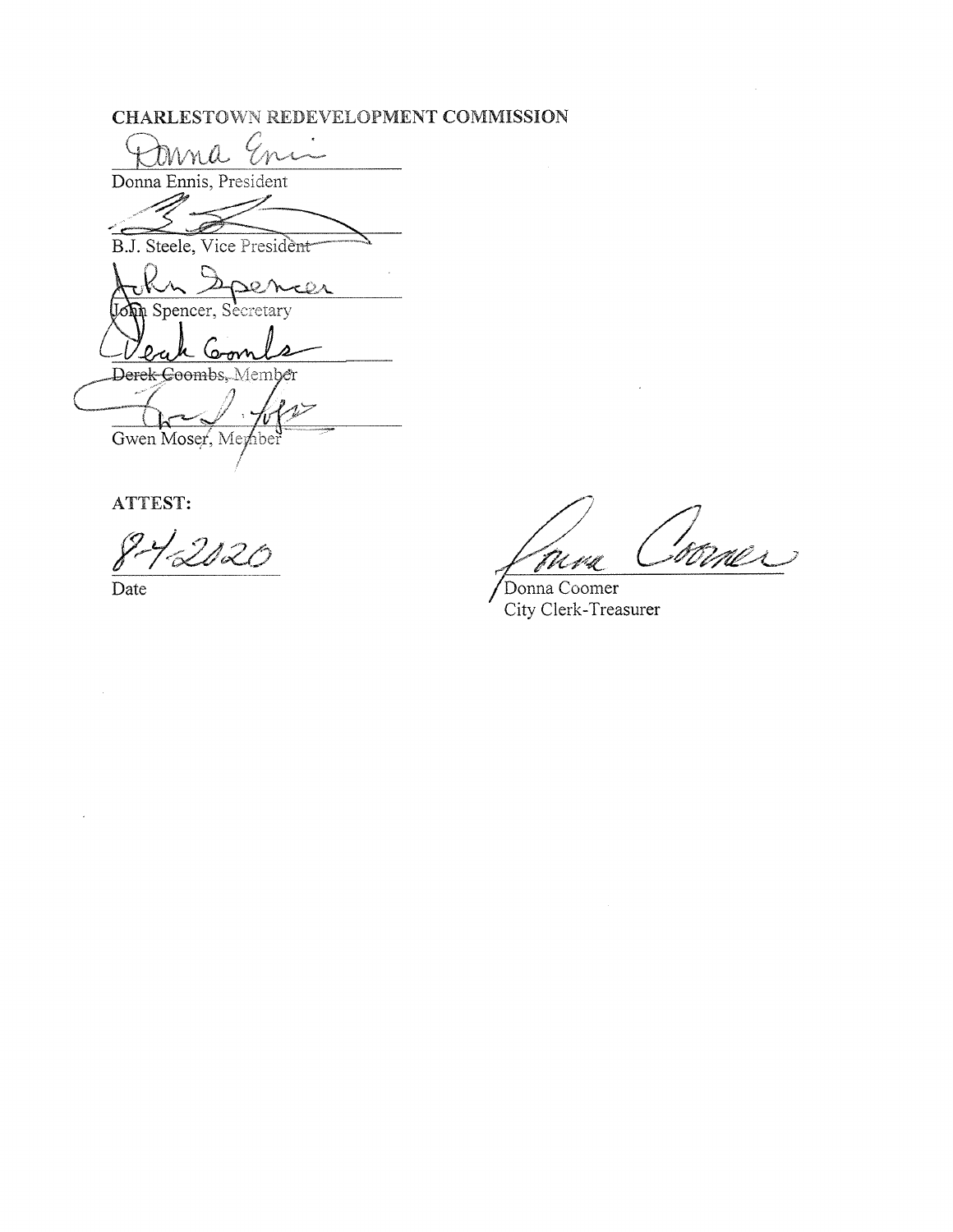**CHARLESTOWN REDEVELOPMENT COMMISSION**

Donna Ennis, President

B.J. Steele, Vice President

John Spencer, Secretary

Derek Coombs, Member

Gwen Moser, Member

**ATTEST:**

8-4-2020

Date

Donna Coomer
City Clerk-Treasurer